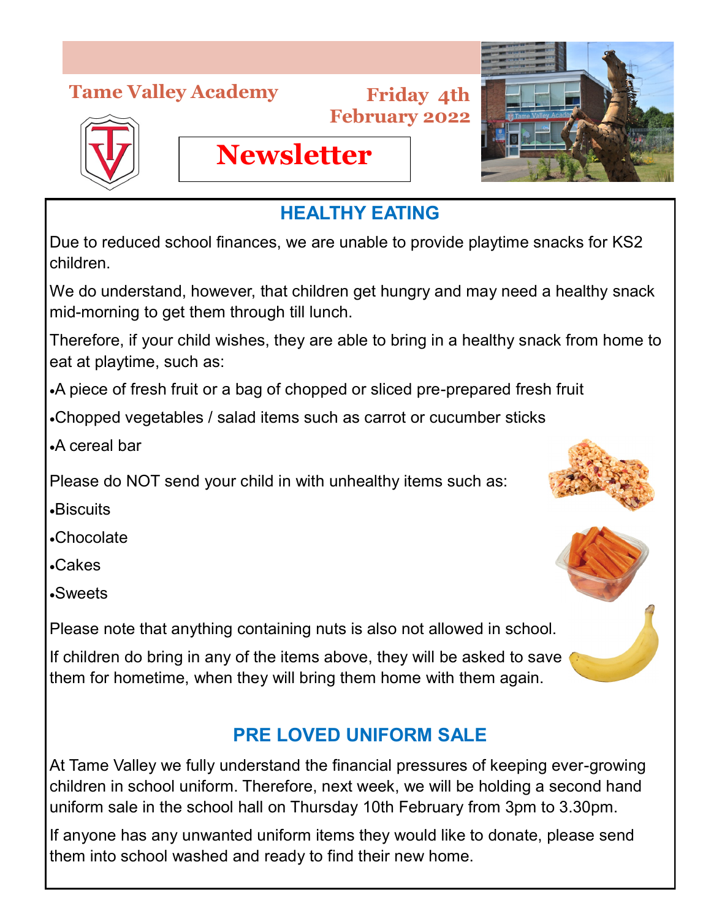**Tame Valley Academy**

**Friday 4th February 2022**

# Newsletter

## HEALTHY EATING

Due to reduced school finances, we are unable to provide playtime snacks for KS2 children.

We do understand, however, that children get hungry and may need a healthy snack mid-morning to get them through till lunch.

Therefore, if your child wishes, they are able to bring in a healthy snack from home to eat at playtime, such as:

- A piece of fresh fruit or a bag of chopped or sliced pre-prepared fresh fruit
- Chopped vegetables / salad items such as carrot or cucumber sticks
- A cereal bar

Please do NOT send your child in with unhealthy items such as:

- Biscuits
- Chocolate
- Cakes
- Sweets

Please note that anything containing nuts is also not allowed in school.

If children do bring in any of the items above, they will be asked to save them for hometime, when they will bring them home with them again.

## PRE LOVED UNIFORM SALE

At Tame Valley we fully understand the financial pressures of keeping ever-growing children in school uniform. Therefore, next week, we will be holding a second hand uniform sale in the school hall on Thursday 10th February from 3pm to 3.30pm.

If anyone has any unwanted uniform items they would like to donate, please send them into school washed and ready to find their new home.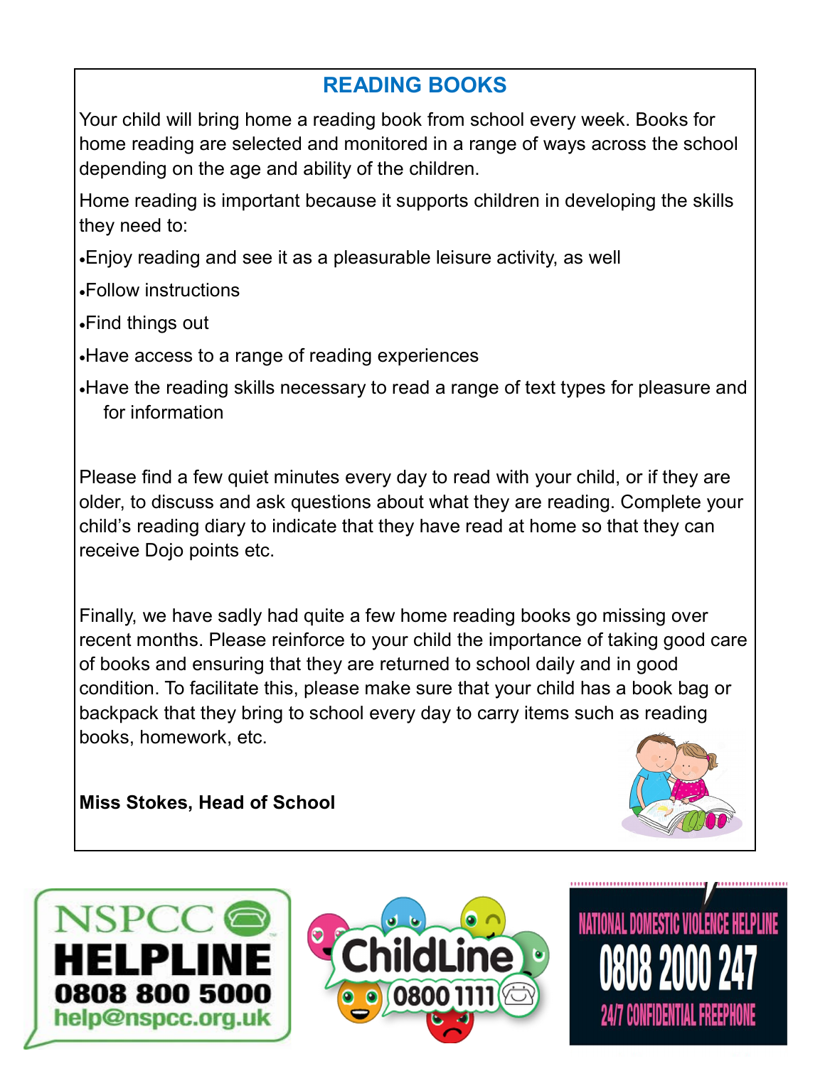## READING BOOKS

Your child will bring home a reading book from school every week. Books for home reading are selected and monitored in a range of ways across the school depending on the age and ability of the children.

Home reading is important because it supports children in developing the skills they need to:

- Enjoy reading and see it as a pleasurable leisure activity, as well
- Follow instructions
- Find things out
- Have access to a range of reading experiences
- Have the reading skills necessary to read a range of text types for pleasure and for information

Please find a few quiet minutes every day to read with your child, or if they are older, to discuss and ask questions about what they are reading. Complete your child's reading diary to indicate that they have read at home so that they can receive Dojo points etc.

Finally, we have sadly had quite a few home reading books go missing over recent months. Please reinforce to your child the importance of taking good care of books and ensuring that they are returned to school daily and in good condition. To facilitate this, please make sure that your child has a book bag or backpack that they bring to school every day to carry items such as reading books, homework, etc.

**Miss Stokes, Head of School**

NSPCC HELPLINE
0808 800 5000
help@nspcc.org.uk

ChildLine
0800 1111

NATIONAL DOMESTIC VIOLENCE HELPLINE
0808 2000 247
24/7 CONFIDENTIAL FREEPHONE